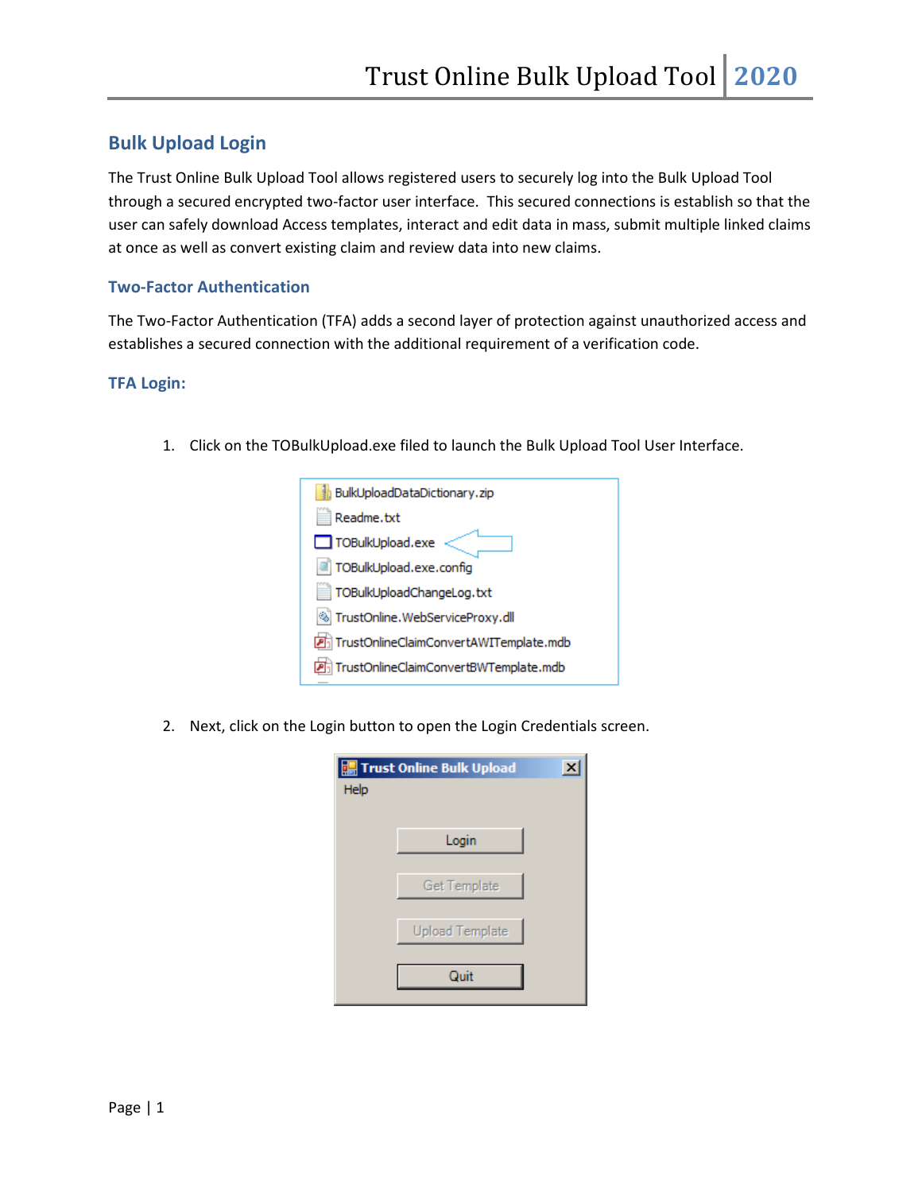## Bulk Upload Login

The Trust Online Bulk Upload Tool allows registered users to securely log into the Bulk Upload Tool through a secured encrypted two-factor user interface. This secured connections is establish so that the user can safely download Access templates, interact and edit data in mass, submit multiple linked claims at once as well as convert existing claim and review data into new claims.

### Two-Factor Authentication

The Two-Factor Authentication (TFA) adds a second layer of protection against unauthorized access and establishes a secured connection with the additional requirement of a verification code.

### TFA Login:

1. Click on the TOBulkUpload.exe filed to launch the Bulk Upload Tool User Interface.

2. Next, click on the Login button to open the Login Credentials screen.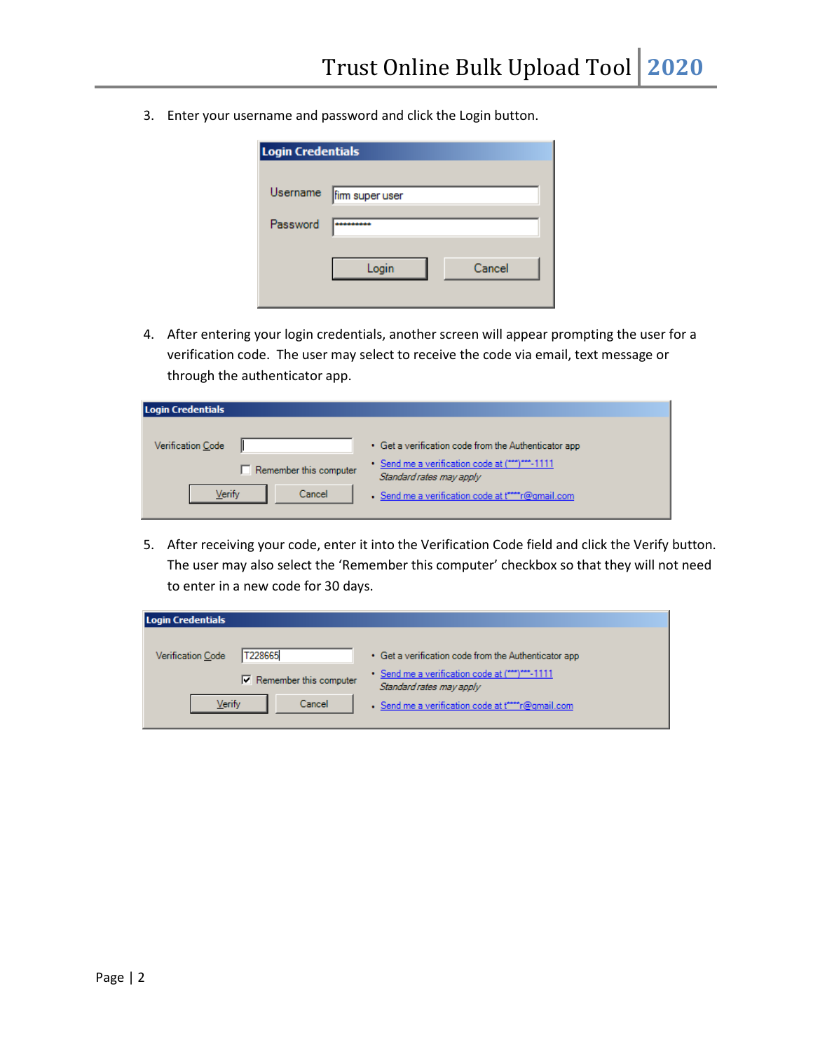3. Enter your username and password and click the Login button.

Login Credentials

Username: firm super user

Password: ••••••••••

Login | Cancel

4. After entering your login credentials, another screen will appear prompting the user for a verification code. The user may select to receive the code via email, text message or through the authenticator app.

Login Credentials

Verification Code

Remember this computer

Verify | Cancel

- Get a verification code from the Authenticator app
- Send me a verification code at (***)***-1111
  *Standard rates may apply*
- Send me a verification code at t****r@gmail.com

5. After receiving your code, enter it into the Verification Code field and click the Verify button. The user may also select the 'Remember this computer' checkbox so that they will not need to enter in a new code for 30 days.

Login Credentials

Verification Code: T228665

☑ Remember this computer

Verify | Cancel

- Get a verification code from the Authenticator app
- Send me a verification code at (***)***-1111
  *Standard rates may apply*
- Send me a verification code at t****r@gmail.com